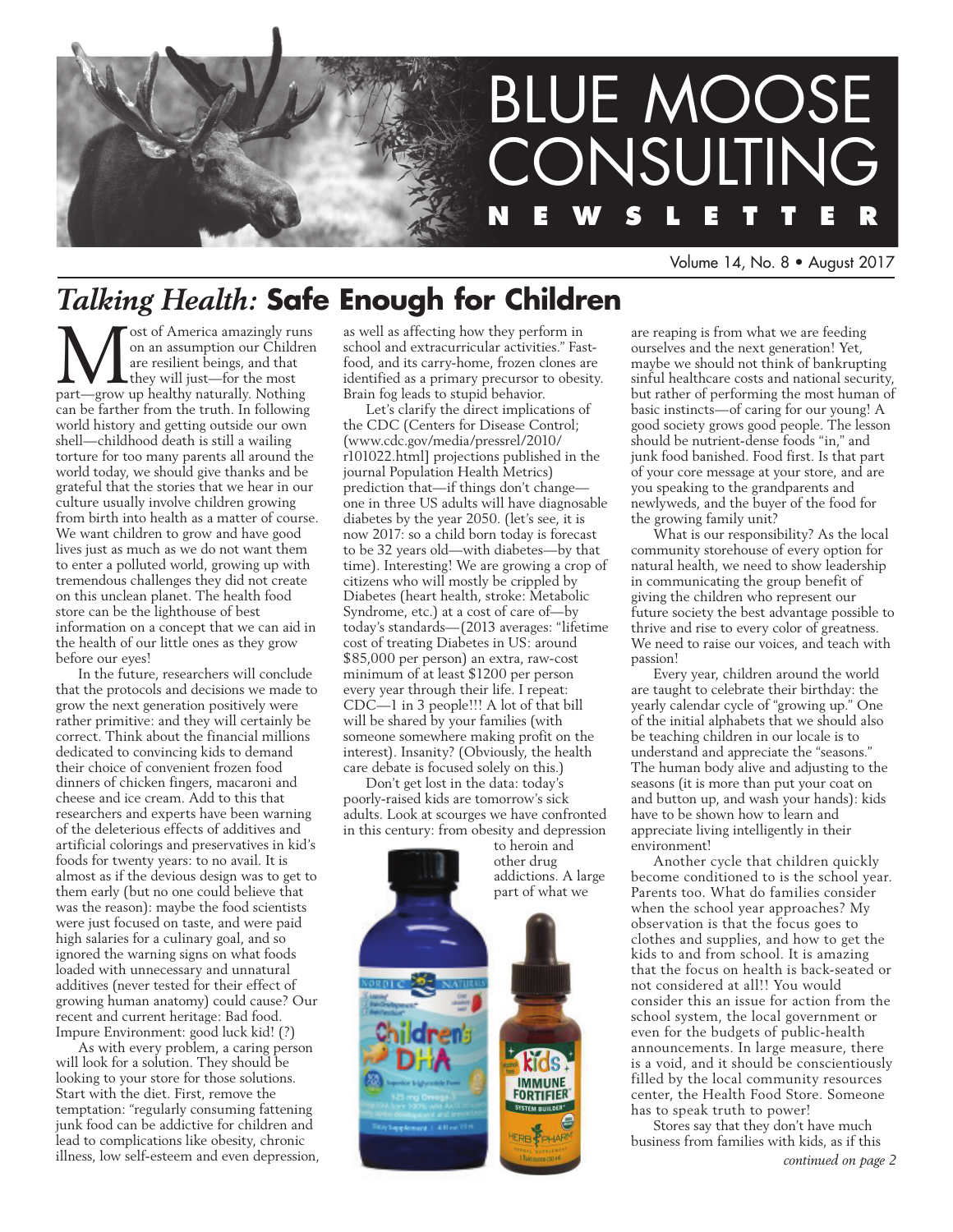# BLUE MOOSE CONSULTING NEWSLETTER

Volume 14, No. 8 • August 2017

## *Talking Health:* Safe Enough for Children

Most of America amazingly runs on an assumption our Children are resilient beings, and that they will just—for the most part—grow up healthy naturally. Nothing can be farther from the truth. In following world history and getting outside our own shell—childhood death is still a wailing torture for too many parents all around the world today, we should give thanks and be grateful that the stories that we hear in our culture usually involve children growing from birth into health as a matter of course. We want children to grow and have good lives just as much as we do not want them to enter a polluted world, growing up with tremendous challenges they did not create on this unclean planet. The health food store can be the lighthouse of best information on a concept that we can aid in the health of our little ones as they grow before our eyes!

In the future, researchers will conclude that the protocols and decisions we made to grow the next generation positively were rather primitive: and they will certainly be correct. Think about the financial millions dedicated to convincing kids to demand their choice of convenient frozen food dinners of chicken fingers, macaroni and cheese and ice cream. Add to this that researchers and experts have been warning of the deleterious effects of additives and artificial colorings and preservatives in kid's foods for twenty years: to no avail. It is almost as if the devious design was to get to them early (but no one could believe that was the reason): maybe the food scientists were just focused on taste, and were paid high salaries for a culinary goal, and so ignored the warning signs on what foods loaded with unnecessary and unnatural additives (never tested for their effect of growing human anatomy) could cause? Our recent and current heritage: Bad food. Impure Environment: good luck kid! (?)

As with every problem, a caring person will look for a solution. They should be looking to your store for those solutions. Start with the diet. First, remove the temptation: "regularly consuming fattening junk food can be addictive for children and lead to complications like obesity, chronic illness, low self-esteem and even depression, as well as affecting how they perform in school and extracurricular activities." Fast-food, and its carry-home, frozen clones are identified as a primary precursor to obesity. Brain fog leads to stupid behavior.

Let's clarify the direct implications of the CDC (Centers for Disease Control; (www.cdc.gov/media/pressrel/2010/r101022.html] projections published in the journal Population Health Metrics) prediction that—if things don't change—one in three US adults will have diagnosable diabetes by the year 2050. (let's see, it is now 2017: so a child born today is forecast to be 32 years old—with diabetes—by that time). Interesting! We are growing a crop of citizens who will mostly be crippled by Diabetes (heart health, stroke: Metabolic Syndrome, etc.) at a cost of care of—by today's standards—(2013 averages: "lifetime cost of treating Diabetes in US: around $85,000 per person) an extra, raw-cost minimum of at least $1200 per person every year through their life. I repeat: CDC—1 in 3 people!!! A lot of that bill will be shared by your families (with someone somewhere making profit on the interest). Insanity? (Obviously, the health care debate is focused solely on this.)

Don't get lost in the data: today's poorly-raised kids are tomorrow's sick adults. Look at scourges we have confronted in this century: from obesity and depression to heroin and other drug addictions. A large part of what we are reaping is from what we are feeding ourselves and the next generation! Yet, maybe we should not think of bankrupting sinful healthcare costs and national security, but rather of performing the most human of basic instincts—of caring for our young! A good society grows good people. The lesson should be nutrient-dense foods "in," and junk food banished. Food first. Is that part of your core message at your store, and are you speaking to the grandparents and newlyweds, and the buyer of the food for the growing family unit?

What is our responsibility? As the local community storehouse of every option for natural health, we need to show leadership in communicating the group benefit of giving the children who represent our future society the best advantage possible to thrive and rise to every color of greatness. We need to raise our voices, and teach with passion!

Every year, children around the world are taught to celebrate their birthday: the yearly calendar cycle of "growing up." One of the initial alphabets that we should also be teaching children in our locale is to understand and appreciate the "seasons." The human body alive and adjusting to the seasons (it is more than put your coat on and button up, and wash your hands): kids have to be shown how to learn and appreciate living intelligently in their environment!

Another cycle that children quickly become conditioned to is the school year. Parents too. What do families consider when the school year approaches? My observation is that the focus goes to clothes and supplies, and how to get the kids to and from school. It is amazing that the focus on health is back-seated or not considered at all!! You would consider this an issue for action from the school system, the local government or even for the budgets of public-health announcements. In large measure, there is a void, and it should be conscientiously filled by the local community resources center, the Health Food Store. Someone has to speak truth to power!

Stores say that they don't have much business from families with kids, as if this

*continued on page 2*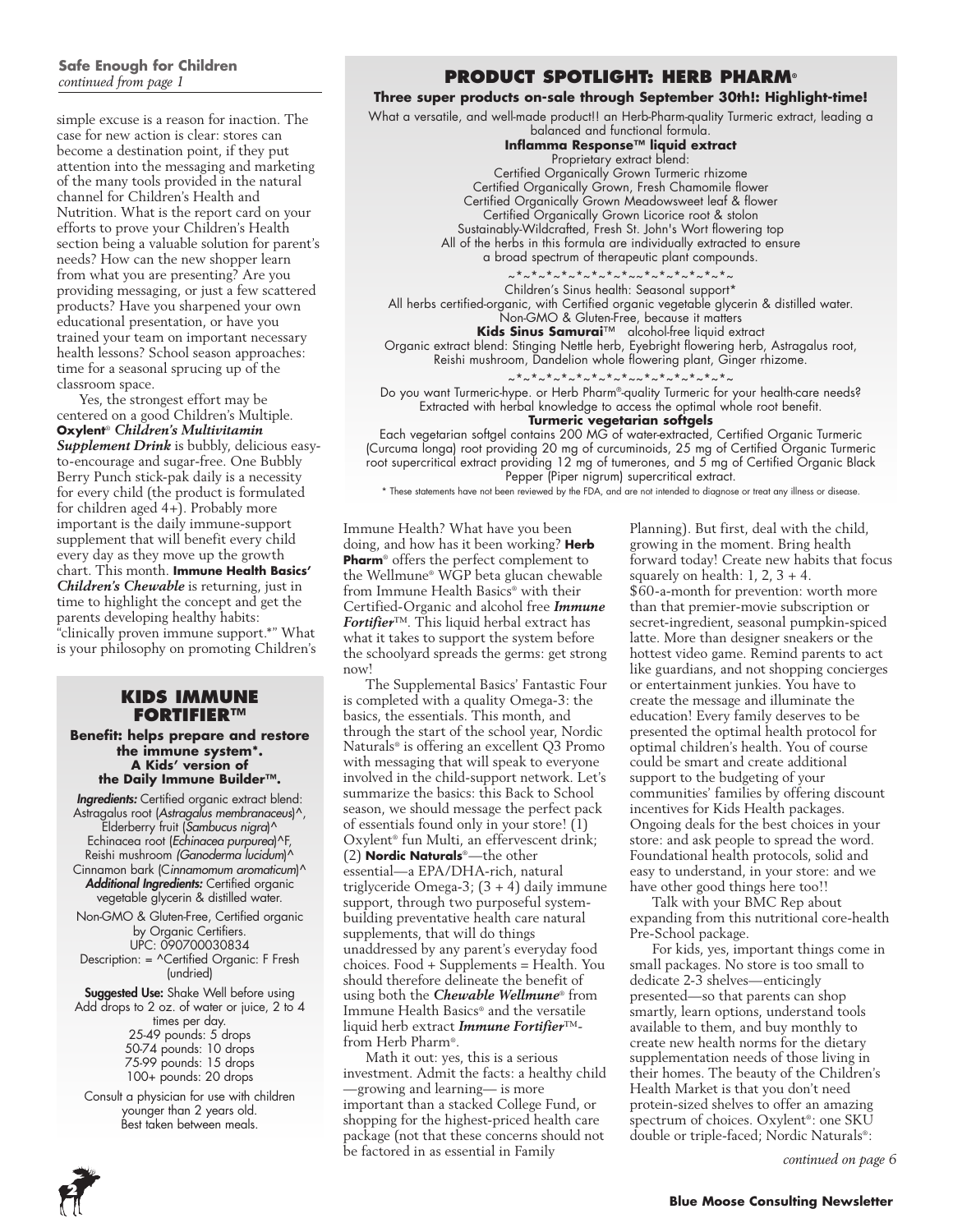**Safe Enough for Children**
*continued from page 1*

simple excuse is a reason for inaction. The case for new action is clear: stores can become a destination point, if they put attention into the messaging and marketing of the many tools provided in the natural channel for Children's Health and Nutrition. What is the report card on your efforts to prove your Children's Health section being a valuable solution for parent's needs? How can the new shopper learn from what you are presenting? Are you providing messaging, or just a few scattered products? Have you sharpened your own educational presentation, or have you trained your team on important necessary health lessons? School season approaches: time for a seasonal sprucing up of the classroom space.

Yes, the strongest effort may be centered on a good Children's Multiple. **Oxylent**® ***Children's Multivitamin Supplement Drink*** is bubbly, delicious easy-to-encourage and sugar-free. One Bubbly Berry Punch stick-pak daily is a necessity for every child (the product is formulated for children aged 4+). Probably more important is the daily immune-support supplement that will benefit every child every day as they move up the growth chart. This month. **Immune Health Basics'** ***Children's Chewable*** is returning, just in time to highlight the concept and get the parents developing healthy habits: "clinically proven immune support.*" What is your philosophy on promoting Children's Immune Health? What have you been doing, and how has it been working? **Herb Pharm**® offers the perfect complement to the Wellmune® WGP beta glucan chewable from Immune Health Basics® with their Certified-Organic and alcohol free ***Immune Fortifier***™. This liquid herbal extract has what it takes to support the system before the schoolyard spreads the germs: get strong now!

The Supplemental Basics' Fantastic Four is completed with a quality Omega-3: the basics, the essentials. This month, and through the start of the school year, Nordic Naturals® is offering an excellent Q3 Promo with messaging that will speak to everyone involved in the child-support network. Let's summarize the basics: this Back to School season, we should message the perfect pack of essentials found only in your store! (1) Oxylent® fun Multi, an effervescent drink; (2) **Nordic Naturals**®—the other essential—a EPA/DHA-rich, natural triglyceride Omega-3; (3 + 4) daily immune support, through two purposeful system-building preventative health care natural supplements, that will do things unaddressed by any parent's everyday food choices. Food + Supplements = Health. You should therefore delineate the benefit of using both the ***Chewable Wellmune***® from Immune Health Basics® and the versatile liquid herb extract ***Immune Fortifier***™- from Herb Pharm®.

Math it out: yes, this is a serious investment. Admit the facts: a healthy child —growing and learning— is more important than a stacked College Fund, or shopping for the highest-priced health care package (not that these concerns should not be factored in as essential in Family Planning). But first, deal with the child, growing in the moment. Bring health forward today! Create new habits that focus squarely on health: 1, 2, 3 + 4. $60-a-month for prevention: worth more than that premier-movie subscription or secret-ingredient, seasonal pumpkin-spiced latte. More than designer sneakers or the hottest video game. Remind parents to act like guardians, and not shopping concierges or entertainment junkies. You have to create the message and illuminate the education! Every family deserves to be presented the optimal health protocol for optimal children's health. You of course could be smart and create additional support to the budgeting of your communities' families by offering discount incentives for Kids Health packages. Ongoing deals for the best choices in your store: and ask people to spread the word. Foundational health protocols, solid and easy to understand, in your store: and we have other good things here too!!

Talk with your BMC Rep about expanding from this nutritional core-health Pre-School package.

For kids, yes, important things come in small packages. No store is too small to dedicate 2-3 shelves—enticingly presented—that parents can shop smartly, learn options, understand tools available to them, and buy monthly to create new health norms for the dietary supplementation needs of those living in their homes. The beauty of the Children's Health Market is that you don't need protein-sized shelves to offer an amazing spectrum of choices. Oxylent®: one SKU double or triple-faced; Nordic Naturals®:

*continued on page 6*

## KIDS IMMUNE FORTIFIER™

**Benefit: helps prepare and restore the immune system*. A Kids' version of the Daily Immune Builder™.**

***Ingredients:*** Certified organic extract blend: Astragalus root (*Astragalus membranaceus*)^, Elderberry fruit (*Sambucus nigra*)^ Echinacea root (*Echinacea purpurea*)^F, Reishi mushroom *(Ganoderma lucidum)*^ Cinnamon bark (*Cinnamomum aromaticum*)^
***Additional Ingredients:*** Certified organic vegetable glycerin & distilled water.

Non-GMO & Gluten-Free, Certified organic by Organic Certifiers.
UPC: 090700030834
Description: = ^Certified Organic: F Fresh (undried)

**Suggested Use:** Shake Well before using Add drops to 2 oz. of water or juice, 2 to 4 times per day.
25-49 pounds: 5 drops
50-74 pounds: 10 drops
75-99 pounds: 15 drops
100+ pounds: 20 drops

Consult a physician for use with children younger than 2 years old.
Best taken between meals.

## PRODUCT SPOTLIGHT: HERB PHARM®

**Three super products on-sale through September 30th!: Highlight-time!**

What a versatile, and well-made product!! an Herb-Pharm-quality Turmeric extract, leading a balanced and functional formula.

**Inflamma Response™ liquid extract**
Proprietary extract blend:
Certified Organically Grown Turmeric rhizome
Certified Organically Grown, Fresh Chamomile flower
Certified Organically Grown Meadowsweet leaf & flower
Certified Organically Grown Licorice root & stolon
Sustainably-Wildcrafted, Fresh St. John's Wort flowering top
All of the herbs in this formula are individually extracted to ensure a broad spectrum of therapeutic plant compounds.

~*~*~*~*~*~*~*~*~~*~*~*~*~*~*~

Children's Sinus health: Seasonal support*
All herbs certified-organic, with Certified organic vegetable glycerin & distilled water.
Non-GMO & Gluten-Free, because it matters
**Kids Sinus Samurai**™ alcohol-free liquid extract
Organic extract blend: Stinging Nettle herb, Eyebright flowering herb, Astragalus root, Reishi mushroom, Dandelion whole flowering plant, Ginger rhizome.

~*~*~*~*~*~*~*~*~~*~*~*~*~*~*~

Do you want Turmeric-hype. or Herb Pharm®-quality Turmeric for your health-care needs? Extracted with herbal knowledge to access the optimal whole root benefit.
**Turmeric vegetarian softgels**
Each vegetarian softgel contains 200 MG of water-extracted, Certified Organic Turmeric (Curcuma longa) root providing 20 mg of curcuminoids, 25 mg of Certified Organic Turmeric root supercritical extract providing 12 mg of tumerones, and 5 mg of Certified Organic Black Pepper (Piper nigrum) supercritical extract.

\* These statements have not been reviewed by the FDA, and are not intended to diagnose or treat any illness or disease.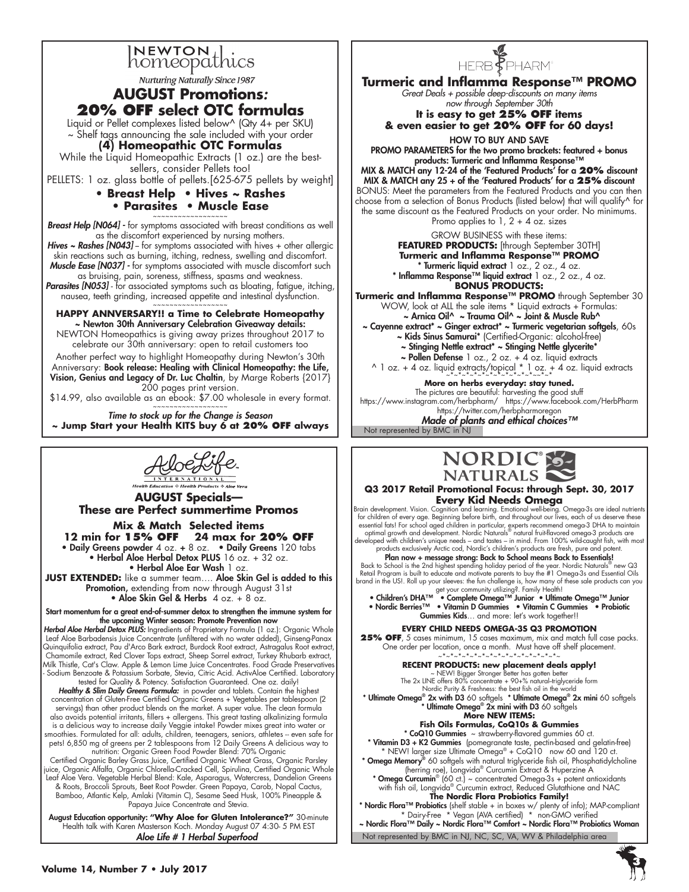# NEWTON homeopathics

*Nurturing Naturally Since 1987*

## AUGUST Promotions:

## 20% OFF select OTC formulas

Liquid or Pellet complexes listed below^ (Qty 4+ per SKU)
~ Shelf tags announcing the sale included with your order

### (4) Homeopathic OTC Formulas

While the Liquid Homeopathic Extracts (1 oz.) are the best-sellers, consider Pellets too!
PELLETS: 1 oz. glass bottle of pellets.[625-675 pellets by weight]

**• Breast Help • Hives ~ Rashes**
**• Parasites • Muscle Ease**

~~~~~~~~~~~~~~~~~~

***Breast Help [N064] -*** for symptoms associated with breast conditions as well as the discomfort experienced by nursing mothers.
***Hives ~ Rashes [N043]*** – for symptoms associated with hives + other allergic skin reactions such as burning, itching, redness, swelling and discomfort.
***Muscle Ease [N037] -*** for symptoms associated with muscle discomfort such as bruising, pain, soreness, stiffness, spasms and weakness.
***Parasites [N053]*** - for associated symptoms such as bloating, fatigue, itching, nausea, teeth grinding, increased appetite and intestinal dysfunction.

~~~~~~~~~~~~~~~~~~

**HAPPY ANNVERSARY!! a Time to Celebrate Homeopathy**
**~ Newton 30th Anniversary Celebration Giveaway details:**
NEWTON Homeopathics is giving away prizes throughout 2017 to celebrate our 30th anniversary: open to retail customers too

Another perfect way to highlight Homeopathy during Newton's 30th Anniversary: **Book release: Healing with Clinical Homeopathy: the Life, Vision, Genius and Legacy of Dr. Luc Chaltin**, by Marge Roberts {2017} 200 pages print version.
$14.99, also available as an ebook: $7.00 wholesale in every format.

~~~~~~~~~~~~~~~~~~

***Time to stock up for the Change is Season***
**~ Jump Start your Health KITS buy 6 at 20% OFF always**

---

# HERB PHARM

## Turmeric and Inflamma Response™ PROMO

*Great Deals + possible deep-discounts on many items now through September 30th*

**It is easy to get 25% OFF items & even easier to get 20% OFF for 60 days!**

**HOW TO BUY AND SAVE**
**PROMO PARAMETERS for the two promo brackets: featured + bonus products: Turmeric and Inflamma Response™**
**MIX & MATCH any 12-24 of the 'Featured Products' for a 20% discount**
**MIX & MATCH any 25 + of the 'Featured Products' for a 25% discount**
BONUS: Meet the parameters from the Featured Products and you can then choose from a selection of Bonus Products (listed below) that will qualify^ for the same discount as the Featured Products on your order. No minimums. Promo applies to 1, 2 + 4 oz. sizes

GROW BUSINESS with these items:
**FEATURED PRODUCTS:** [through September 30TH]
**Turmeric and Inflamma Response™ PROMO**
**\* Turmeric liquid extract** 1 oz., 2 oz., 4 oz.
**\* Inflamma Response™ liquid extract** 1 oz., 2 oz., 4 oz.
**BONUS PRODUCTS:**
**Turmeric and Inflamma Response™ PROMO** through September 30
WOW, look at ALL the sale items * Liquid extracts + Formulas:
**~ Arnica Oil^ ~ Trauma Oil^ ~ Joint & Muscle Rub^**
**~ Cayenne extract\* ~ Ginger extract\* ~ Turmeric vegetarian softgels**, 60s
**~ Kids Sinus Samurai\*** (Certified-Organic: alcohol-free)
**~ Stinging Nettle extract\* ~ Stinging Nettle glycerite\***
**~ Pollen Defense** 1 oz., 2 oz. + 4 oz. liquid extracts
^ 1 oz. + 4 oz. liquid extracts/topical * 1 oz. + 4 oz. liquid extracts

~*~*~*~*~*~*~*~*~*~*~*~

**More on herbs everyday: stay tuned.**
The pictures are beautiful: harvesting the good stuff
https://www.instagram.com/herbpharm/ https://www.facebook.com/HerbPharm
https://twitter.com/herbpharmoregon
***Made of plants and ethical choices™***

Not represented by BMC in NJ

---

# AloeLife INTERNATIONAL

*Health Education ✧ Health Products ✧ Aloe Vera*

## AUGUST Specials— These are Perfect summertime Promos

**Mix & Match Selected items**
**12 min for 15% OFF 24 max for 20% OFF**

• **Daily Greens powder** 4 oz. + 8 oz. • **Daily Greens** 120 tabs
• **Herbal Aloe Herbal Detox PLUS** 16 oz. + 32 oz.
• **Herbal Aloe Ear Wash** 1 oz.

**JUST EXTENDED:** like a summer team…. **Aloe Skin Gel is added to this Promotion,** extending from now through August 31st
• **Aloe Skin Gel & Herbs** 4 oz. + 8 oz.

**Start momentum for a great end-of-summer detox to strengthen the immune system for the upcoming Winter season: Promote Prevention now**

***Herbal Aloe Herbal Detox PLUS:*** Ingredients of Proprietary Formula (1 oz.): Organic Whole Leaf Aloe Barbadensis Juice Concentrate (unfiltered with no water added), Ginseng-Panax Quinquifolia extract, Pau d'Arco Bark extract, Burdock Root extract, Astragalus Root extract, Chamomile extract, Red Clover Tops extract, Sheep Sorrel extract, Turkey Rhubarb extract, Milk Thistle, Cat's Claw. Apple & Lemon Lime Juice Concentrates. Food Grade Preservatives - Sodium Benzoate & Potassium Sorbate, Stevia, Citric Acid. ActivAloe Certified. Laboratory tested for Quality & Potency. Satisfaction Guaranteed. One oz. daily!

***Healthy & Slim Daily Greens Formula:*** in powder and tablets. Contain the highest concentration of Gluten-Free Certified Organic Greens + Vegetables per tablespoon (2 servings) than other product blends on the market. A super value. The clean formula also avoids potential irritants, fillers + allergens. This great tasting alkalinizing formula is a delicious way to increase daily Veggie intake! Powder mixes great into water or smoothies. Formulated for all: adults, children, teenagers, seniors, athletes -- even safe for pets! 6,850 mg of greens per 2 tablespoons from 12 Daily Greens A delicious way to nutrition: Organic Green Food Powder Blend: 70% Organic
Certified Organic Barley Grass Juice, Certified Organic Wheat Grass, Organic Parsley juice, Organic Alfalfa, Organic Chlorella-Cracked Cell, Spirulina, Certified Organic Whole Leaf Aloe Vera. Vegetable Herbal Blend: Kale, Asparagus, Watercress, Dandelion Greens & Roots, Broccoli Sprouts, Beet Root Powder. Green Papaya, Carob, Nopal Cactus, Bamboo, Atlantic Kelp, Amlaki (Vitamin C), Sesame Seed Husk, 100% Pineapple & Papaya Juice Concentrate and Stevia.

**August Education opportunity: "Why Aloe for Gluten Intolerance?"** 30-minute Health talk with Karen Masterson Koch. Monday August 07 4:30- 5 PM EST
***Aloe Life # 1 Herbal Superfood***

---

# NORDIC NATURALS

## Q3 2017 Retail Promotional Focus: through Sept. 30, 2017

### Every Kid Needs Omega

Brain development. Vision. Cognition and learning. Emotional well-being. Omega-3s are ideal nutrients for children of every age. Beginning before birth, and throughout our lives, each of us deserve these essential fats! For school aged children in particular, experts recommend omega-3 DHA to maintain optimal growth and development. Nordic Naturals® natural fruit-flavored omega-3 products are developed with children's unique needs – and tastes – in mind. From 100% wild-caught fish, with most products exclusively Arctic cod, Nordic's children's products are fresh, pure and potent.

**Plan now + message strong: Back to School means Back to Essentials!**
Back to School is the 2nd highest spending holiday period of the year. Nordic Naturals® new Q3 Retail Program is built to educate and motivate parents to buy the #1 Omega-3s and Essential Oils brand in the US!. Roll up your sleeves: the fun challenge is, how many of these sale products can you get your community utilizing?. Family Health!

**• Children's DHA™ • Complete Omega™ Junior • Ultimate Omega™ Junior**
**• Nordic Berries™ • Vitamin D Gummies • Vitamin C Gummies • Probiotic Gummies Kids**… and more: let's work together!!

**EVERY CHILD NEEDS OMEGA-3S Q3 PROMOTION**
**25% OFF**, 5 cases minimum, 15 cases maximum, mix and match full case packs. One order per location, once a month. Must have off shelf placement.

~*~*~*~*~*~*~*~*~*~*~*~*~*~

**RECENT PRODUCTS: new placement deals apply!**
~ NEW! Bigger Stronger Better has gotten better
The 2x LINE offers 80% concentrate + 90+% natural–triglyceride form
Nordic Purity & Freshness: the best fish oil in the world
**\* Ultimate Omega® 2x with D3** 60 softgels **\* Ultimate Omega® 2x mini** 60 softgels
**\* Ultimate Omega® 2x mini with D3** 60 softgels

**More NEW ITEMS:**
**Fish Oils Formulas, CoQ10s & Gummies**
**\* CoQ10 Gummies** ~ strawberry-flavored gummies 60 ct.
**\* Vitamin D3 + K2 Gummies** (pomegranate taste, pectin-based and gelatin-free)
\* NEW! larger size Ultimate Omega® + CoQ10 now 60 and 120 ct.
**\* Omega Memory®** 60 softgels with natural triglyceride fish oil, Phosphatidylcholine (herring roe), Longvida® Curcumin Extract & Huperzine A
**\* Omega Curcumin®** (60 ct.) ~ concentrated Omega-3s + potent antioxidants with fish oil, Longvida® Curcumin extract, Reduced Glutathione and NAC

**The Nordic Flora Probiotics Family!**
**\* Nordic Flora™ Probiotics** (shelf stable + in boxes w/ plenty of info); MAP-compliant
\* Dairy-Free \* Vegan (AVA certified) \* non-GMO verified
**~ Nordic Flora™ Daily ~ Nordic Flora™ Comfort ~ Nordic Flora™ Probiotics Woman**

Not represented by BMC in NJ, NC, SC, VA, WV & Philadelphia area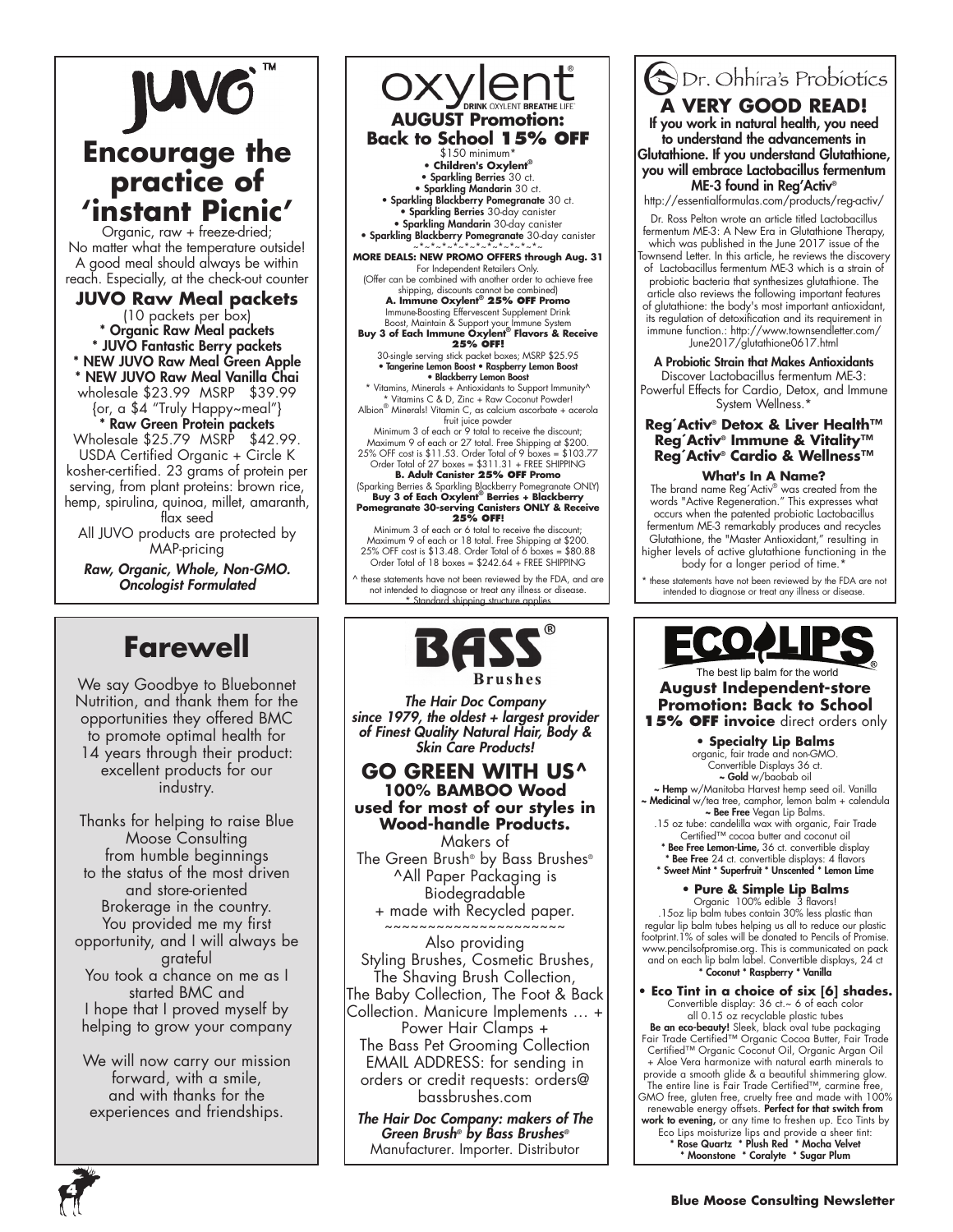# JUVO™

## Encourage the practice of 'instant Picnic'

Organic, raw + freeze-dried;
No matter what the temperature outside!
A good meal should always be within reach. Especially, at the check-out counter

### JUVO Raw Meal packets

(10 packets per box)
* **Organic Raw Meal packets**
* **JUVO Fantastic Berry packets**
* **NEW JUVO Raw Meal Green Apple**
* **NEW JUVO Raw Meal Vanilla Chai**

wholesale $23.99 MSRP $39.99
{or, a $4 "Truly Happy~meal"}

* **Raw Green Protein packets**

Wholesale $25.79 MSRP $42.99.
USDA Certified Organic + Circle K kosher-certified. 23 grams of protein per serving, from plant proteins: brown rice, hemp, spirulina, quinoa, millet, amaranth, flax seed

All JUVO products are protected by MAP-pricing

*Raw, Organic, Whole, Non-GMO. Oncologist Formulated*

# oxylent®

DRINK OXYLENT BREATHE LIFE

## AUGUST Promotion: Back to School 15% OFF

$150 minimum*

- **Children's Oxylent®**
- **Sparkling Berries** 30 ct.
- **Sparkling Mandarin** 30 ct.
- **Sparkling Blackberry Pomegranate** 30 ct.
- **Sparkling Berries** 30-day canister
- **Sparkling Mandarin** 30-day canister
- **Sparkling Blackberry Pomegranate** 30-day canister

~*~*~*~*~*~*~*~*~*~*~*~

**MORE DEALS: NEW PROMO OFFERS through Aug. 31**
For Independent Retailers Only.
(Offer can be combined with another order to achieve free shipping, discounts cannot be combined)

**A. Immune Oxylent® 25% OFF Promo**
Immune-Boosting Effervescent Supplement Drink
Boost, Maintain & Support your Immune System
**Buy 3 of Each Immune Oxylent® Flavors & Receive 25% OFF!**
30-single serving stick packet boxes; MSRP $25.95

- **Tangerine Lemon Boost • Raspberry Lemon Boost**
- **Blackberry Lemon Boost**

* Vitamins, Minerals + Antioxidants to Support Immunity^
* Vitamins C & D, Zinc + Raw Coconut Powder!
Albion® Minerals! Vitamin C, as calcium ascorbate + acerola fruit juice powder
Minimum 3 of each or 9 total to receive the discount;
Maximum 9 of each or 27 total. Free Shipping at $200.
25% OFF cost is $11.53. Order Total of 9 boxes = $103.77
Order Total of 27 boxes = $311.31 + FREE SHIPPING

**B. Adult Canister 25% OFF Promo**
(Sparking Berries & Sparkling Blackberry Pomegranate ONLY)
**Buy 3 of Each Oxylent® Berries + Blackberry Pomegranate 30-serving Canisters ONLY & Receive 25% OFF!**
Minimum 3 of each or 6 total to receive the discount;
Maximum 9 of each or 18 total. Free Shipping at $200.
25% OFF cost is $13.48. Order Total of 6 boxes = $80.88
Order Total of 18 boxes = $242.64 + FREE SHIPPING

^ these statements have not been reviewed by the FDA, and are not intended to diagnose or treat any illness or disease.
* Standard shipping structure applies

# Dr. Ohhira's Probiotics

## A VERY GOOD READ!

**If you work in natural health, you need to understand the advancements in Glutathione. If you understand Glutathione, you will embrace Lactobacillus fermentum ME-3 found in Reg'Activ®**

http://essentialformulas.com/products/reg-activ/

Dr. Ross Pelton wrote an article titled Lactobacillus fermentum ME-3: A New Era in Glutathione Therapy, which was published in the June 2017 issue of the Townsend Letter. In this article, he reviews the discovery of Lactobacillus fermentum ME-3 which is a strain of probiotic bacteria that synthesizes glutathione. The article also reviews the following important features of glutathione: the body's most important antioxidant, its regulation of detoxification and its requirement in immune function.: http://www.townsendletter.com/June2017/glutathione0617.html

**A Probiotic Strain that Makes Antioxidants**
Discover Lactobacillus fermentum ME-3:
Powerful Effects for Cardio, Detox, and Immune System Wellness.*

**Reg´Activ® Detox & Liver Health™**
**Reg´Activ® Immune & Vitality™**
**Reg´Activ® Cardio & Wellness™**

**What's In A Name?**
The brand name Reg´Activ® was created from the words "Active Regeneration." This expresses what occurs when the patented probiotic Lactobacillus fermentum ME-3 remarkably produces and recycles Glutathione, the "Master Antioxidant," resulting in higher levels of active glutathione functioning in the body for a longer period of time.*

* these statements have not been reviewed by the FDA are not intended to diagnose or treat any illness or disease.

## Farewell

We say Goodbye to Bluebonnet Nutrition, and thank them for the opportunities they offered BMC to promote optimal health for 14 years through their product: excellent products for our industry.

Thanks for helping to raise Blue Moose Consulting from humble beginnings to the status of the most driven and store-oriented Brokerage in the country.
You provided me my first opportunity, and I will always be grateful
You took a chance on me as I started BMC and
I hope that I proved myself by helping to grow your company

We will now carry our mission forward, with a smile, and with thanks for the experiences and friendships.

# BASS® Brushes

*The Hair Doc Company since 1979, the oldest + largest provider of Finest Quality Natural Hair, Body & Skin Care Products!*

## GO GREEN WITH US^

**100% BAMBOO Wood used for most of our styles in Wood-handle Products.**

Makers of
The Green Brush® by Bass Brushes®
^All Paper Packaging is Biodegradable
+ made with Recycled paper.

~~~~~~~~~~~~~~~~~~~~

Also providing
Styling Brushes, Cosmetic Brushes, The Shaving Brush Collection, The Baby Collection, The Foot & Back Collection. Manicure Implements … + Power Hair Clamps +
The Bass Pet Grooming Collection
EMAIL ADDRESS: for sending in orders or credit requests: orders@bassbrushes.com

*The Hair Doc Company: makers of The Green Brush® by Bass Brushes®*
Manufacturer. Importer. Distributor

# ECO LIPS®

The best lip balm for the world

## August Independent-store Promotion: Back to School 15% OFF invoice direct orders only

**• Specialty Lip Balms**
organic, fair trade and non-GMO.
Convertible Displays 36 ct.
**~ Gold** w/baobab oil
**~ Hemp** w/Manitoba Harvest hemp seed oil. Vanilla
**~ Medicinal** w/tea tree, camphor, lemon balm + calendula
**~ Bee Free** Vegan Lip Balms.
.15 oz tube: candelilla wax with organic, Fair Trade Certified™ cocoa butter and coconut oil
**\* Bee Free Lemon-Lime,** 36 ct. convertible display
**\* Bee Free** 24 ct. convertible displays: 4 flavors
**\* Sweet Mint \* Superfruit \* Unscented \* Lemon Lime**

**• Pure & Simple Lip Balms**
Organic 100% edible 3 flavors!
.15oz lip balm tubes contain 30% less plastic than regular lip balm tubes helping us all to reduce our plastic footprint.1% of sales will be donated to Pencils of Promise. www.pencilsofpromise.org. This is communicated on pack and on each lip balm label. Convertible displays, 24 ct
**\* Coconut \* Raspberry \* Vanilla**

**• Eco Tint in a choice of six [6] shades.**
Convertible display: 36 ct.~ 6 of each color
all 0.15 oz recyclable plastic tubes
**Be an eco-beauty!** Sleek, black oval tube packaging Fair Trade Certified™ Organic Cocoa Butter, Fair Trade Certified™ Organic Coconut Oil, Organic Argan Oil + Aloe Vera harmonize with natural earth minerals to provide a smooth glide & a beautiful shimmering glow. The entire line is Fair Trade Certified™, carmine free, GMO free, gluten free, cruelty free and made with 100% renewable energy offsets. **Perfect for that switch from work to evening,** or any time to freshen up. Eco Tints by Eco Lips moisturize lips and provide a sheer tint:
**\* Rose Quartz \* Plush Red \* Mocha Velvet**
**\* Moonstone \* Coralyte \* Sugar Plum**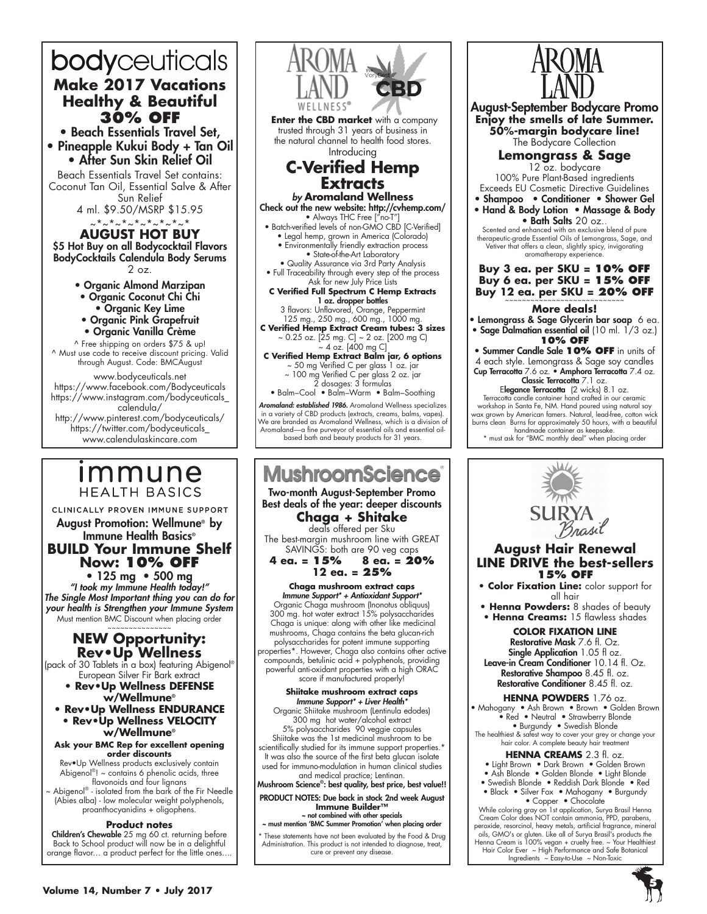# bodyceuticals

## Make 2017 Vacations Healthy & Beautiful

## 30% OFF

- Beach Essentials Travel Set,
- Pineapple Kukui Body + Tan Oil
- After Sun Skin Relief Oil

Beach Essentials Travel Set contains: Coconut Tan Oil, Essential Salve & After Sun Relief
4 ml. $9.50/MSRP $15.95

~*~*~*~*~*~*~*~*~*

## AUGUST HOT BUY

**$5 Hot Buy on all Bodycocktail Flavors**
**BodyCocktails Calendula Body Serums**
2 oz.

- Organic Almond Marzipan
- Organic Coconut Chi Chi
- Organic Key Lime
- Organic Pink Grapefruit
- Organic Vanilla Crème

^ Free shipping on orders $75 & up!
^ Must use code to receive discount pricing. Valid through August. Code: BMCAugust

www.bodyceuticals.net
https://www.facebook.com/Bodyceuticals
https://www.instagram.com/bodyceuticals_calendula/
http://www.pinterest.com/bodyceuticals/
https://twitter.com/bodyceuticals_
www.calendulaskincare.com

---

# AROMA LAND WELLNESS — The Very Best CBD

**Enter the CBD market** with a company trusted through 31 years of business in the natural channel to health food stores.

Introducing

## C-Verified Hemp Extracts

### *by* Aromaland Wellness

**Check out the new website: http://cvhemp.com/**

- Always THC Free ["no-T"]
- Batch-verified levels of non-GMO CBD [C-Verified]
- Legal hemp, grown in America (Colorado)
- Environmentally friendly extraction process
- State-of-the-Art Laboratory
- Quality Assurance via 3rd Party Analysis
- Full Traceability through every step of the process

Ask for new July Price Lists

**C Verified Full Spectrum C Hemp Extracts**
**1 oz. dropper bottles**
3 flavors: Unflavored, Orange, Peppermint
125 mg., 250 mg., 600 mg., 1000 mg.

**C Verified Hemp Extract Cream tubes: 3 sizes**
~ 0.25 oz. [25 mg. C] ~ 2 oz. [200 mg C]
~ 4 oz. [400 mg C]

**C Verified Hemp Extract Balm jar, 6 options**
~ 50 mg Verified C per glass 1 oz. jar
~ 100 mg Verified C per glass 2 oz. jar
2 dosages: 3 formulas
• Balm–Cool • Balm–Warm • Balm–Soothing

***Aromaland: established 1986.*** Aromaland Wellness specializes in a variety of CBD products (extracts, creams, balms, vapes). We are branded as Aromaland Wellness, which is a division of Aromaland—a fine purveyor of essential oils and essential oil-based bath and beauty products for 31 years.

---

# AROMA LAND

## August-September Bodycare Promo

**Enjoy the smells of late Summer.**
**50%-margin bodycare line!**
The Bodycare Collection

### Lemongrass & Sage

12 oz. bodycare
100% Pure Plant-Based ingredients
Exceeds EU Cosmetic Directive Guidelines

- Shampoo • Conditioner • Shower Gel
- Hand & Body Lotion • Massage & Body
- Bath Salts 20 oz..

Scented and enhanced with an exclusive blend of pure therapeutic-grade Essential Oils of Lemongrass, Sage, and Vetiver that offers a clean, slightly spicy, invigorating aromatherapy experience.

**Buy 3 ea. per SKU = 10% OFF**
**Buy 6 ea. per SKU = 15% OFF**
**Buy 12 ea. per SKU = 20% OFF**

~~~~~~~~~~~~~~~~~~~~~~~~~~~~

**More deals!**

- Lemongrass & Sage Glycerin bar soap 6 ea.
- Sage Dalmatian essential oil (10 ml. 1/3 oz.)

**10% OFF**

- Summer Candle Sale **10% OFF** in units of 4 each style. Lemongrass & Sage soy candles

**Cup Terracotta** 7.6 oz. • **Amphora Terracotta** 7.4 oz.
**Classic Terracotta** 7.1 oz.
**Elegance Terracotta** (2 wicks) 8.1 oz.

Terracotta candle container hand crafted in our ceramic workshop in Santa Fe, NM. Hand poured using natural soy wax grown by American famers. Natural, lead-free, cotton wick burns clean Burns for approximately 50 hours, with a beautiful handmade container as keepsake.
* must ask for "BMC monthly deal" when placing order

---

# immune HEALTH BASICS

CLINICALLY PROVEN IMMUNE SUPPORT

**August Promotion: Wellmune® by Immune Health Basics®**

## BUILD Your Immune Shelf Now: 10% OFF

• 125 mg • 500 mg

***"I took my Immune Health today!"***
***The Single Most Important thing you can do for your health is Strengthen your Immune System***

Must mention BMC Discount when placing order

~~~~~~~~~~~~~~~

## NEW Opportunity: Rev•Up Wellness

(pack of 30 Tablets in a box) featuring Abigenol® European Silver Fir Bark extract

- **Rev•Up Wellness DEFENSE w/Wellmune®**
- **Rev•Up Wellness ENDURANCE**
- **Rev•Up Wellness VELOCITY w/Wellmune®**

**Ask your BMC Rep for excellent opening order discounts**

Rev•Up Wellness products exclusively contain Abigenol®! ~ contains 6 phenolic acids, three flavonoids and four lignans
~ Abigenol® - isolated from the bark of the Fir Needle (Abies alba) - low molecular weight polyphenols, proanthocyanidins + oligophens.

**Product notes**

**Children's Chewable** 25 mg 60 ct. returning before Back to School product will now be in a delightful orange flavor... a product perfect for the little ones....

---

# MushroomScience®

**Two-month August-September Promo**
**Best deals of the year: deeper discounts**

## Chaga + Shitake

deals offered per Sku
The best-margin mushroom line with GREAT SAVINGS: both are 90 veg caps

**4 ea. = 15% 8 ea. = 20%**
**12 ea. = 25%**

**Chaga mushroom extract caps**
***Immune Support* + Antioxidant Support****

Organic Chaga mushroom (Inonotus obliquus) 300 mg. hot water extract 15% polysaccharides
Chaga is unique: along with other like medicinal mushrooms, Chaga contains the beta glucan-rich polysaccharides for potent immune supporting properties*. However, Chaga also contains other active compounds, betulinic acid + polyphenols, providing powerful anti-oxidant properties with a high ORAC score if manufactured properly!

**Shiitake mushroom extract caps**
***Immune Support* + Liver Health****

Organic Shiitake mushroom (Lentinula edodes) 300 mg hot water/alcohol extract
5% polysaccharides 90 veggie capsules
Shiitake was the 1st medicinal mushroom to be scientifically studied for its immune support properties.* It was also the source of the first beta glucan isolate used for immuno-modulation in human clinical studies and medical practice; Lentinan.

**Mushroom Science®: best quality, best price, best value!!**

**PRODUCT NOTES: Due back in stock 2nd week August**
**Immune Builder™**
**~ not combined with other specials**
**~ must mention 'BMC Summer Promotion' when placing order**

* These statements have not been evaluated by the Food & Drug Administration. This product is not intended to diagnose, treat, cure or prevent any disease.

---

# SURYA Brasil

## August Hair Renewal
## LINE DRIVE the best-sellers
## 15% OFF

- **Color Fixation Line:** color support for all hair
- **Henna Powders:** 8 shades of beauty
- **Henna Creams:** 15 flawless shades

**COLOR FIXATION LINE**

**Restorative Mask** 7.6 fl. Oz.
**Single Application** 1.05 fl oz.
**Leave-in Cream Conditioner** 10.14 fl. Oz.
**Restorative Shampoo** 8.45 fl. oz.
**Restorative Conditioner** 8.45 fl. oz.

**HENNA POWDERS** 1.76 oz.

• Mahogany • Ash Brown • Brown • Golden Brown • Red • Neutral • Strawberry Blonde • Burgundy • Swedish Blonde

The healthiest & safest way to cover your grey or change your hair color. A complete beauty hair treatment

**HENNA CREAMS** 2.3 fl. oz.

• Light Brown • Dark Brown • Golden Brown • Ash Blonde • Golden Blonde • Light Blonde • Swedish Blonde • Reddish Dark Blonde • Red • Black • Silver Fox • Mahogany • Burgundy • Copper • Chocolate

While coloring gray on 1st application, Surya Brasil Henna Cream Color does NOT contain ammonia, PPD, parabens, peroxide, resorcinol, heavy metals, artificial fragrance, mineral oils, GMO's or gluten. Like all of Surya Brasil's products the Henna Cream is 100% vegan + cruelty free. ~ Your Healthiest Hair Color Ever ~ High Performance and Safe Botanical Ingredients ~ Easy-to-Use ~ Non-Toxic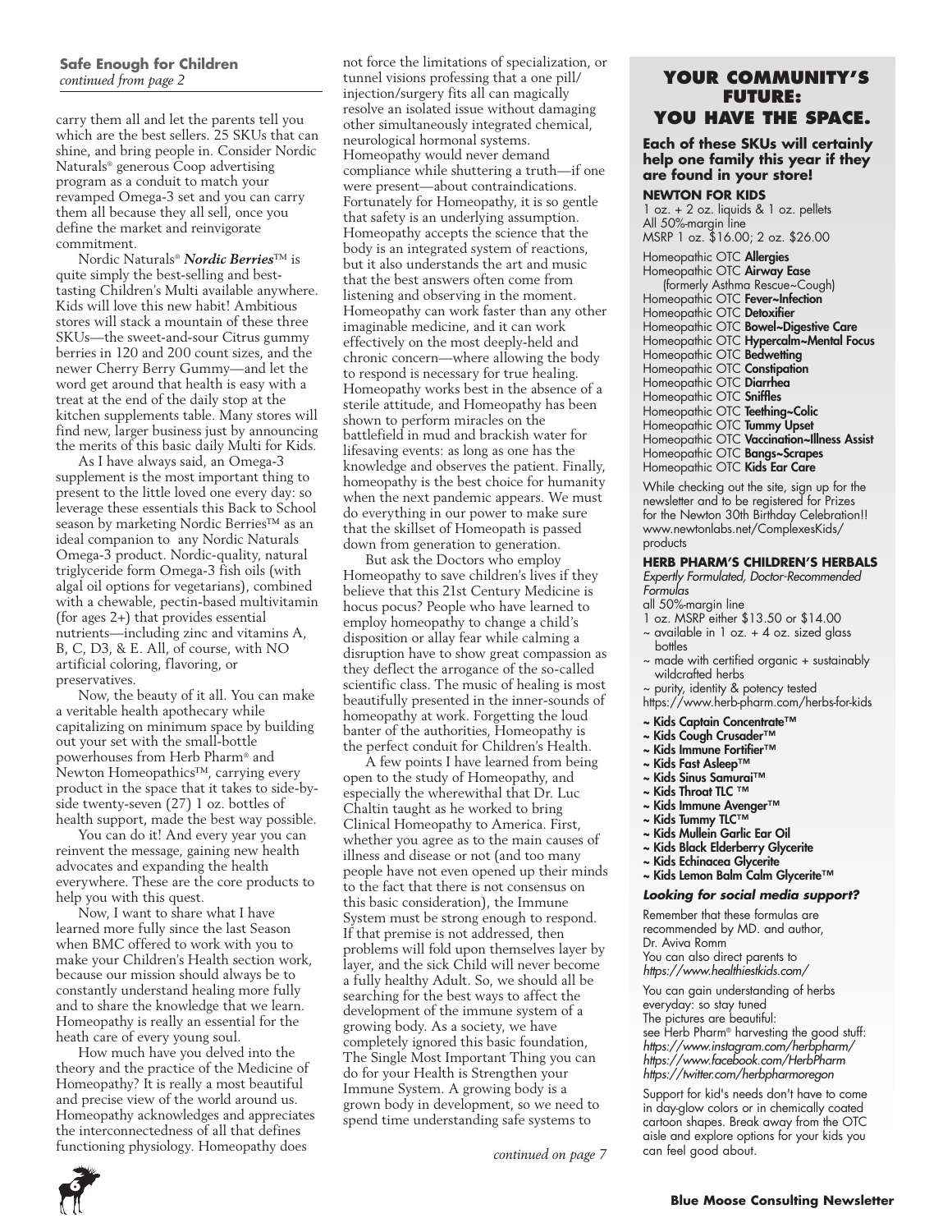**Safe Enough for Children**
*continued from page 2*

carry them all and let the parents tell you which are the best sellers. 25 SKUs that can shine, and bring people in. Consider Nordic Naturals® generous Coop advertising program as a conduit to match your revamped Omega-3 set and you can carry them all because they all sell, once you define the market and reinvigorate commitment.

Nordic Naturals® ***Nordic Berries***™ is quite simply the best-selling and best-tasting Children's Multi available anywhere. Kids will love this new habit! Ambitious stores will stack a mountain of these three SKUs—the sweet-and-sour Citrus gummy berries in 120 and 200 count sizes, and the newer Cherry Berry Gummy—and let the word get around that health is easy with a treat at the end of the daily stop at the kitchen supplements table. Many stores will find new, larger business just by announcing the merits of this basic daily Multi for Kids.

As I have always said, an Omega-3 supplement is the most important thing to present to the little loved one every day: so leverage these essentials this Back to School season by marketing Nordic Berries™ as an ideal companion to any Nordic Naturals Omega-3 product. Nordic-quality, natural triglyceride form Omega-3 fish oils (with algal oil options for vegetarians), combined with a chewable, pectin-based multivitamin (for ages 2+) that provides essential nutrients—including zinc and vitamins A, B, C, D3, & E. All, of course, with NO artificial coloring, flavoring, or preservatives.

Now, the beauty of it all. You can make a veritable health apothecary while capitalizing on minimum space by building out your set with the small-bottle powerhouses from Herb Pharm® and Newton Homeopathics™, carrying every product in the space that it takes to side-by-side twenty-seven (27) 1 oz. bottles of health support, made the best way possible.

You can do it! And every year you can reinvent the message, gaining new health advocates and expanding the health everywhere. These are the core products to help you with this quest.

Now, I want to share what I have learned more fully since the last Season when BMC offered to work with you to make your Children's Health section work, because our mission should always be to constantly understand healing more fully and to share the knowledge that we learn. Homeopathy is really an essential for the heath care of every young soul.

How much have you delved into the theory and the practice of the Medicine of Homeopathy? It is really a most beautiful and precise view of the world around us. Homeopathy acknowledges and appreciates the interconnectedness of all that defines functioning physiology. Homeopathy does not force the limitations of specialization, or tunnel visions professing that a one pill/injection/surgery fits all can magically resolve an isolated issue without damaging other simultaneously integrated chemical, neurological hormonal systems. Homeopathy would never demand compliance while shuttering a truth—if one were present—about contraindications. Fortunately for Homeopathy, it is so gentle that safety is an underlying assumption. Homeopathy accepts the science that the body is an integrated system of reactions, but it also understands the art and music that the best answers often come from listening and observing in the moment. Homeopathy can work faster than any other imaginable medicine, and it can work effectively on the most deeply-held and chronic concern—where allowing the body to respond is necessary for true healing. Homeopathy works best in the absence of a sterile attitude, and Homeopathy has been shown to perform miracles on the battlefield in mud and brackish water for lifesaving events: as long as one has the knowledge and observes the patient. Finally, homeopathy is the best choice for humanity when the next pandemic appears. We must do everything in our power to make sure that the skillset of Homeopath is passed down from generation to generation.

But ask the Doctors who employ Homeopathy to save children's lives if they believe that this 21st Century Medicine is hocus pocus? People who have learned to employ homeopathy to change a child's disposition or allay fear while calming a disruption have to show great compassion as they deflect the arrogance of the so-called scientific class. The music of healing is most beautifully presented in the inner-sounds of homeopathy at work. Forgetting the loud banter of the authorities, Homeopathy is the perfect conduit for Children's Health.

A few points I have learned from being open to the study of Homeopathy, and especially the wherewithal that Dr. Luc Chaltin taught as he worked to bring Clinical Homeopathy to America. First, whether you agree as to the main causes of illness and disease or not (and too many people have not even opened up their minds to the fact that there is not consensus on this basic consideration), the Immune System must be strong enough to respond. If that premise is not addressed, then problems will fold upon themselves layer by layer, and the sick Child will never become a fully healthy Adult. So, we should all be searching for the best ways to affect the development of the immune system of a growing body. As a society, we have completely ignored this basic foundation, The Single Most Important Thing you can do for your Health is Strengthen your Immune System. A growing body is a grown body in development, so we need to spend time understanding safe systems to

*continued on page 7*

## YOUR COMMUNITY'S FUTURE: YOU HAVE THE SPACE.

**Each of these SKUs will certainly help one family this year if they are found in your store!**

**NEWTON FOR KIDS**
1 oz. + 2 oz. liquids & 1 oz. pellets
All 50%-margin line
MSRP 1 oz. $16.00; 2 oz. $26.00

Homeopathic OTC **Allergies**
Homeopathic OTC **Airway Ease** (formerly Asthma Rescue~Cough)
Homeopathic OTC **Fever~Infection**
Homeopathic OTC **Detoxifier**
Homeopathic OTC **Bowel~Digestive Care**
Homeopathic OTC **Hypercalm~Mental Focus**
Homeopathic OTC **Bedwetting**
Homeopathic OTC **Constipation**
Homeopathic OTC **Diarrhea**
Homeopathic OTC **Sniffles**
Homeopathic OTC **Teething~Colic**
Homeopathic OTC **Tummy Upset**
Homeopathic OTC **Vaccination~Illness Assist**
Homeopathic OTC **Bangs~Scrapes**
Homeopathic OTC **Kids Ear Care**

While checking out the site, sign up for the newsletter and to be registered for Prizes for the Newton 30th Birthday Celebration!!
www.newtonlabs.net/ComplexesKids/products

**HERB PHARM'S CHILDREN'S HERBALS**
*Expertly Formulated, Doctor-Recommended Formulas*
all 50%-margin line
1 oz. MSRP either $13.50 or $14.00
~ available in 1 oz. + 4 oz. sized glass bottles
~ made with certified organic + sustainably wildcrafted herbs
~ purity, identity & potency tested
https://www.herb-pharm.com/herbs-for-kids

- **~ Kids Captain Concentrate™**
- **~ Kids Cough Crusader™**
- **~ Kids Immune Fortifier™**
- **~ Kids Fast Asleep™**
- **~ Kids Sinus Samurai™**
- **~ Kids Throat TLC ™**
- **~ Kids Immune Avenger™**
- **~ Kids Tummy TLC™**
- **~ Kids Mullein Garlic Ear Oil**
- **~ Kids Black Elderberry Glycerite**
- **~ Kids Echinacea Glycerite**
- **~ Kids Lemon Balm Calm Glycerite™**

***Looking for social media support?***

Remember that these formulas are recommended by MD. and author, Dr. Aviva Romm
You can also direct parents to *https://www.healthiestkids.com/*

You can gain understanding of herbs everyday: so stay tuned
The pictures are beautiful:
see Herb Pharm® harvesting the good stuff:
*https://www.instagram.com/herbpharm/*
*https://www.facebook.com/HerbPharm*
*https://twitter.com/herbpharmoregon*

Support for kid's needs don't have to come in day-glow colors or in chemically coated cartoon shapes. Break away from the OTC aisle and explore options for your kids you can feel good about.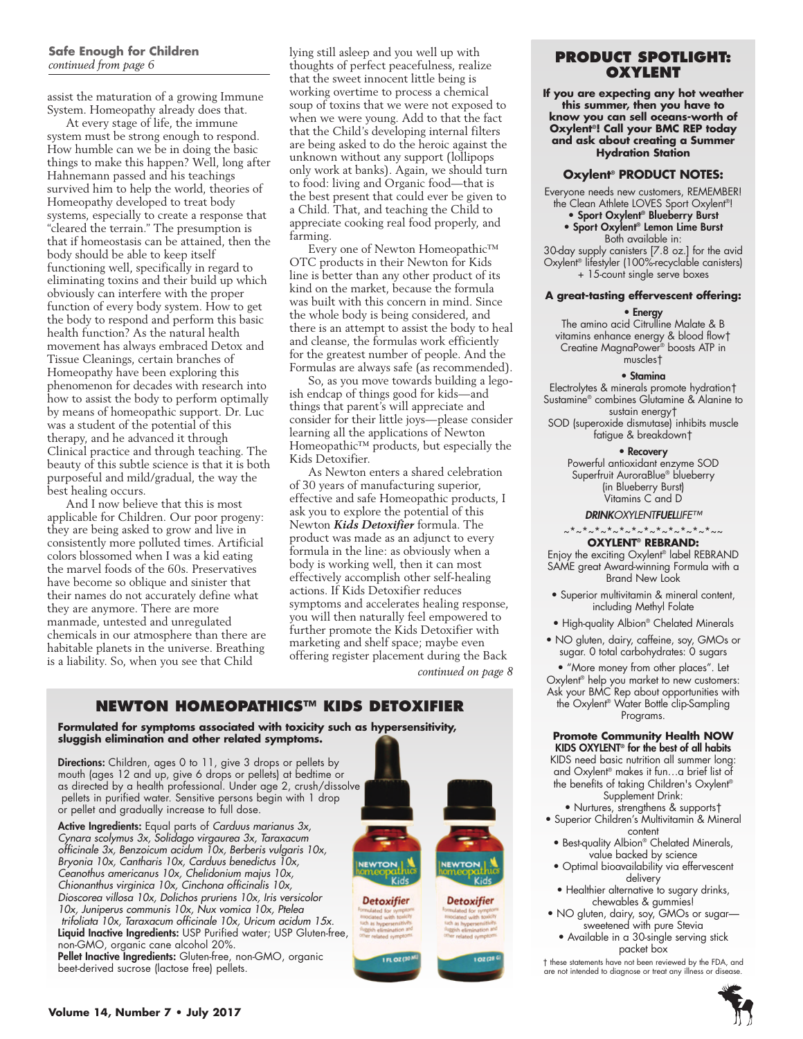### Safe Enough for Children

*continued from page 6*

assist the maturation of a growing Immune System. Homeopathy already does that.

At every stage of life, the immune system must be strong enough to respond. How humble can we be in doing the basic things to make this happen? Well, long after Hahnemann passed and his teachings survived him to help the world, theories of Homeopathy developed to treat body systems, especially to create a response that "cleared the terrain." The presumption is that if homeostasis can be attained, then the body should be able to keep itself functioning well, specifically in regard to eliminating toxins and their build up which obviously can interfere with the proper function of every body system. How to get the body to respond and perform this basic health function? As the natural health movement has always embraced Detox and Tissue Cleanings, certain branches of Homeopathy have been exploring this phenomenon for decades with research into how to assist the body to perform optimally by means of homeopathic support. Dr. Luc was a student of the potential of this therapy, and he advanced it through Clinical practice and through teaching. The beauty of this subtle science is that it is both purposeful and mild/gradual, the way the best healing occurs.

And I now believe that this is most applicable for Children. Our poor progeny: they are being asked to grow and live in consistently more polluted times. Artificial colors blossomed when I was a kid eating the marvel foods of the 60s. Preservatives have become so oblique and sinister that their names do not accurately define what they are anymore. There are more manmade, untested and unregulated chemicals in our atmosphere than there are habitable planets in the universe. Breathing is a liability. So, when you see that Child lying still asleep and you well up with thoughts of perfect peacefulness, realize that the sweet innocent little being is working overtime to process a chemical soup of toxins that we were not exposed to when we were young. Add to that the fact that the Child's developing internal filters are being asked to do the heroic against the unknown without any support (lollipops only work at banks). Again, we should turn to food: living and Organic food—that is the best present that could ever be given to a Child. That, and teaching the Child to appreciate cooking real food properly, and farming.

Every one of Newton Homeopathic™ OTC products in their Newton for Kids line is better than any other product of its kind on the market, because the formula was built with this concern in mind. Since the whole body is being considered, and there is an attempt to assist the body to heal and cleanse, the formulas work efficiently for the greatest number of people. And the Formulas are always safe (as recommended).

So, as you move towards building a lego-ish endcap of things good for kids—and things that parent's will appreciate and consider for their little joys—please consider learning all the applications of Newton Homeopathic™ products, but especially the Kids Detoxifier.

As Newton enters a shared celebration of 30 years of manufacturing superior, effective and safe Homeopathic products, I ask you to explore the potential of this Newton ***Kids Detoxifier*** formula. The product was made as an adjunct to every formula in the line: as obviously when a body is working well, then it can most effectively accomplish other self-healing actions. If Kids Detoxifier reduces symptoms and accelerates healing response, you will then naturally feel empowered to further promote the Kids Detoxifier with marketing and shelf space; maybe even offering register placement during the Back

*continued on page 8*

## NEWTON HOMEOPATHICS™ KIDS DETOXIFIER

**Formulated for symptoms associated with toxicity such as hypersensitivity, sluggish elimination and other related symptoms.**

**Directions:** Children, ages 0 to 11, give 3 drops or pellets by mouth (ages 12 and up, give 6 drops or pellets) at bedtime or as directed by a health professional. Under age 2, crush/dissolve pellets in purified water. Sensitive persons begin with 1 drop or pellet and gradually increase to full dose.

**Active Ingredients:** Equal parts of *Carduus marianus 3x, Cynara scolymus 3x, Solidago virgaurea 3x, Taraxacum officinale 3x, Benzoicum acidum 10x, Berberis vulgaris 10x, Bryonia 10x, Cantharis 10x, Carduus benedictus 10x, Ceanothus americanus 10x, Chelidonium majus 10x, Chionanthus virginica 10x, Cinchona officinalis 10x, Dioscorea villosa 10x, Dolichos pruriens 10x, Iris versicolor 10x, Juniperus communis 10x, Nux vomica 10x, Ptelea trifoliata 10x, Taraxacum officinale 10x, Uricum acidum 15x.*
**Liquid Inactive Ingredients:** USP Purified water; USP Gluten-free, non-GMO, organic cane alcohol 20%.
**Pellet Inactive Ingredients:** Gluten-free, non-GMO, organic beet-derived sucrose (lactose free) pellets.

## PRODUCT SPOTLIGHT: OXYLENT

**If you are expecting any hot weather this summer, then you have to know you can sell oceans-worth of Oxylent®! Call your BMC REP today and ask about creating a Summer Hydration Station**

### Oxylent® PRODUCT NOTES:

Everyone needs new customers, REMEMBER! the Clean Athlete LOVES Sport Oxylent®!

- **Sport Oxylent® Blueberry Burst**
- **Sport Oxylent® Lemon Lime Burst**

Both available in:
30-day supply canisters [7.8 oz.] for the avid Oxylent® lifestyler (100%-recyclable canisters) + 15-count single serve boxes

**A great-tasting effervescent offering:**

- **Energy**
The amino acid Citrulline Malate & B vitamins enhance energy & blood flow†
Creatine MagnaPower® boosts ATP in muscles†

- **Stamina**
Electrolytes & minerals promote hydration†
Sustamine® combines Glutamine & Alanine to sustain energy†
SOD (superoxide dismutase) inhibits muscle fatigue & breakdown†

- **Recovery**
Powerful antioxidant enzyme SOD
Superfruit AuroraBlue® blueberry (in Blueberry Burst)
Vitamins C and D

***DRINK**OXYLENT**FUEL**LIFE*™

~*~*~*~*~*~*~*~*~*~*~*~~

**OXYLENT® REBRAND:**
Enjoy the exciting Oxylent® label REBRAND SAME great Award-winning Formula with a Brand New Look

- Superior multivitamin & mineral content, including Methyl Folate
- High-quality Albion® Chelated Minerals
- NO gluten, dairy, caffeine, soy, GMOs or sugar. 0 total carbohydrates: 0 sugars
- "More money from other places". Let Oxylent® help you market to new customers: Ask your BMC Rep about opportunities with the Oxylent® Water Bottle clip-Sampling Programs.

**Promote Community Health NOW**
**KIDS OXYLENT® for the best of all habits**
KIDS need basic nutrition all summer long: and Oxylent® makes it fun…a brief list of the benefits of taking Children's Oxylent® Supplement Drink:

- Nurtures, strengthens & supports†
- Superior Children's Multivitamin & Mineral content
- Best-quality Albion® Chelated Minerals, value backed by science
- Optimal bioavailability via effervescent delivery
- Healthier alternative to sugary drinks, chewables & gummies!
- NO gluten, dairy, soy, GMOs or sugar—sweetened with pure Stevia
- Available in a 30-single serving stick packet box

† these statements have not been reviewed by the FDA, and are not intended to diagnose or treat any illness or disease.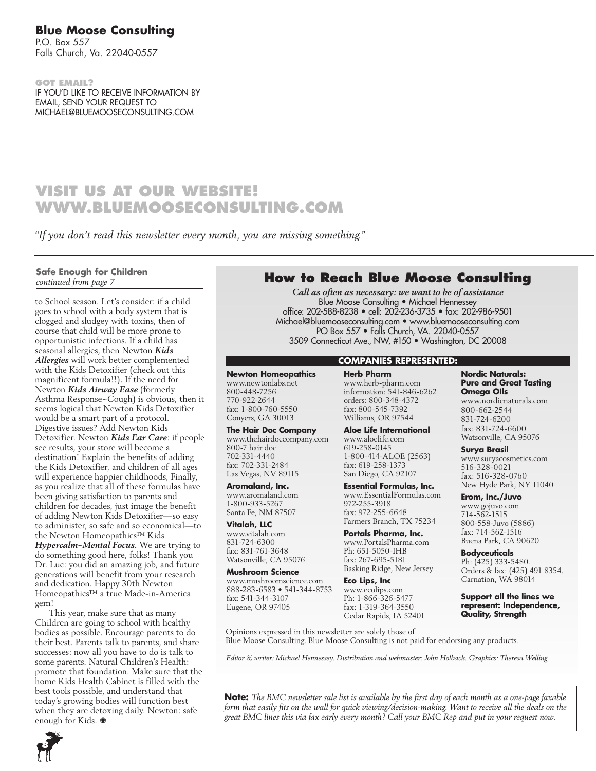## Blue Moose Consulting

P.O. Box 557
Falls Church, Va. 22040-0557

**GOT EMAIL?**
IF YOU'D LIKE TO RECEIVE INFORMATION BY EMAIL, SEND YOUR REQUEST TO MICHAEL@BLUEMOOSECONSULTING.COM

## VISIT US AT OUR WEBSITE! WWW.BLUEMOOSECONSULTING.COM

*"If you don't read this newsletter every month, you are missing something."*

**Safe Enough for Children**
*continued from page 7*

to School season. Let's consider: if a child goes to school with a body system that is clogged and sludgey with toxins, then of course that child will be more prone to opportunistic infections. If a child has seasonal allergies, then Newton ***Kids Allergies*** will work better complemented with the Kids Detoxifier (check out this magnificent formula!!). If the need for Newton ***Kids Airway Ease*** (formerly Asthma Response~Cough) is obvious, then it seems logical that Newton Kids Detoxifier would be a smart part of a protocol. Digestive issues? Add Newton Kids Detoxifier. Newton ***Kids Ear Care***: if people see results, your store will become a destination! Explain the benefits of adding the Kids Detoxifier, and children of all ages will experience happier childhoods, Finally, as you realize that all of these formulas have been giving satisfaction to parents and children for decades, just image the benefit of adding Newton Kids Detoxifier—so easy to administer, so safe and so economical—to the Newton Homeopathics™ Kids ***Hypercalm~Mental Focus.*** We are trying to do something good here, folks! Thank you Dr. Luc: you did an amazing job, and future generations will benefit from your research and dedication. Happy 30th Newton Homeopathics™ a true Made-in-America gem!

This year, make sure that as many Children are going to school with healthy bodies as possible. Encourage parents to do their best. Parents talk to parents, and share successes: now all you have to do is talk to some parents. Natural Children's Health: promote that foundation. Make sure that the home Kids Health Cabinet is filled with the best tools possible, and understand that today's growing bodies will function best when they are detoxing daily. Newton: safe enough for Kids. ❀

## How to Reach Blue Moose Consulting

***Call as often as necessary: we want to be of assistance***
Blue Moose Consulting • Michael Hennessey
office: 202-588-8238 • cell: 202-236-3735 • fax: 202-986-9501
Michael@bluemooseconsulting.com • www.bluemooseconsulting.com
PO Box 557 • Falls Church, VA. 22040-0557
3509 Connecticut Ave., NW, #150 • Washington, DC 20008

### COMPANIES REPRESENTED:

**Newton Homeopathics**
www.newtonlabs.net
800-448-7256
770-922-2644
fax: 1-800-760-5550
Conyers, GA 30013

**The Hair Doc Company**
www.thehairdoccompany.com
800-7 hair doc
702-331-4440
fax: 702-331-2484
Las Vegas, NV 89115

**Aromaland, Inc.**
www.aromaland.com
1-800-933-5267
Santa Fe, NM 87507

**Vitalah, LLC**
www.vitalah.com
831-724-6300
fax: 831-761-3648
Watsonville, CA 95076

**Mushroom Science**
www.mushroomscience.com
888-283-6583 • 541-344-8753
fax: 541-344-3107
Eugene, OR 97405

**Herb Pharm**
www.herb-pharm.com
information: 541-846-6262
orders: 800-348-4372
fax: 800-545-7392
Williams, OR 97544

**Aloe Life International**
www.aloelife.com
619-258-0145
1-800-414-ALOE (2563)
fax: 619-258-1373
San Diego, CA 92107

**Essential Formulas, Inc.**
www.EssentialFormulas.com
972-255-3918
fax: 972-255-6648
Farmers Branch, TX 75234

**Portals Pharma, Inc.**
www.PortalsPharma.com
Ph: 651-5050-IHB
fax: 267-695-5181
Basking Ridge, New Jersey

**Eco Lips, Inc**
www.ecolips.com
Ph: 1-866-326-5477
fax: 1-319-364-3550
Cedar Rapids, IA 52401

**Nordic Naturals: Pure and Great Tasting Omega OIls**
www.nordicnaturals.com
800-662-2544
831-724-6200
fax: 831-724-6600
Watsonville, CA 95076

**Surya Brasil**
www.suryacosmetics.com
516-328-0021
fax: 516-328-0760
New Hyde Park, NY 11040

**Erom, Inc./Juvo**
www.gojuvo.com
714-562-1515
800-558-Juvo (5886)
fax: 714-562-1516
Buena Park, CA 90620

**Bodyceuticals**
Ph: (425) 333-5480.
Orders & fax: (425) 491 8354.
Carnation, WA 98014

**Support all the lines we represent: Independence, Quality, Strength**

Opinions expressed in this newsletter are solely those of Blue Moose Consulting. Blue Moose Consulting is not paid for endorsing any products.

*Editor & writer: Michael Hennessey. Distribution and webmaster: John Holback. Graphics: Theresa Welling*

**Note:** *The BMC newsletter sale list is available by the first day of each month as a one-page faxable form that easily fits on the wall for quick viewing/decision-making. Want to receive all the deals on the great BMC lines this via fax early every month? Call your BMC Rep and put in your request now.*